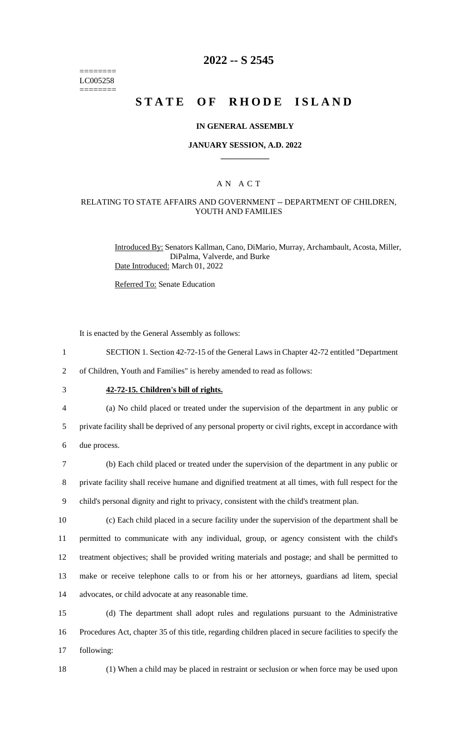========
LC005258
========

# 2022 -- S 2545

# STATE OF RHODE ISLAND

## IN GENERAL ASSEMBLY

### JANUARY SESSION, A.D. 2022

____________

### A N A C T

### RELATING TO STATE AFFAIRS AND GOVERNMENT -- DEPARTMENT OF CHILDREN, YOUTH AND FAMILIES

Introduced By: Senators Kallman, Cano, DiMario, Murray, Archambault, Acosta, Miller, DiPalma, Valverde, and Burke

Date Introduced: March 01, 2022

Referred To: Senate Education

It is enacted by the General Assembly as follows:

1 SECTION 1. Section 42-72-15 of the General Laws in Chapter 42-72 entitled "Department
2 of Children, Youth and Families" is hereby amended to read as follows:

3 **42-72-15. Children's bill of rights.**

4 (a) No child placed or treated under the supervision of the department in any public or
5 private facility shall be deprived of any personal property or civil rights, except in accordance with
6 due process.

7 (b) Each child placed or treated under the supervision of the department in any public or
8 private facility shall receive humane and dignified treatment at all times, with full respect for the
9 child's personal dignity and right to privacy, consistent with the child's treatment plan.

10 (c) Each child placed in a secure facility under the supervision of the department shall be
11 permitted to communicate with any individual, group, or agency consistent with the child's
12 treatment objectives; shall be provided writing materials and postage; and shall be permitted to
13 make or receive telephone calls to or from his or her attorneys, guardians ad litem, special
14 advocates, or child advocate at any reasonable time.

15 (d) The department shall adopt rules and regulations pursuant to the Administrative
16 Procedures Act, chapter 35 of this title, regarding children placed in secure facilities to specify the
17 following:

18 (1) When a child may be placed in restraint or seclusion or when force may be used upon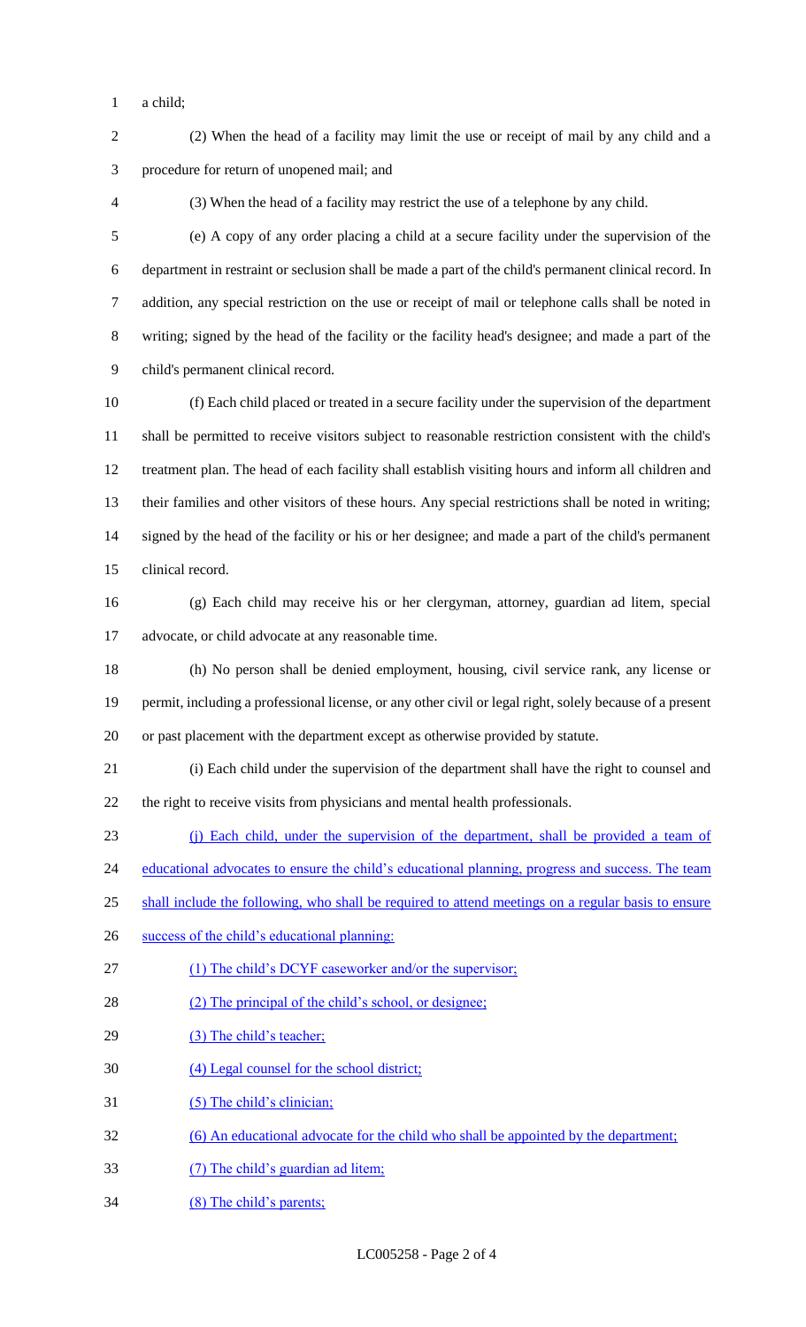a child;

(2) When the head of a facility may limit the use or receipt of mail by any child and a procedure for return of unopened mail; and

(3) When the head of a facility may restrict the use of a telephone by any child.

(e) A copy of any order placing a child at a secure facility under the supervision of the department in restraint or seclusion shall be made a part of the child's permanent clinical record. In addition, any special restriction on the use or receipt of mail or telephone calls shall be noted in writing; signed by the head of the facility or the facility head's designee; and made a part of the child's permanent clinical record.

(f) Each child placed or treated in a secure facility under the supervision of the department shall be permitted to receive visitors subject to reasonable restriction consistent with the child's treatment plan. The head of each facility shall establish visiting hours and inform all children and their families and other visitors of these hours. Any special restrictions shall be noted in writing; signed by the head of the facility or his or her designee; and made a part of the child's permanent clinical record.

(g) Each child may receive his or her clergyman, attorney, guardian ad litem, special advocate, or child advocate at any reasonable time.

(h) No person shall be denied employment, housing, civil service rank, any license or permit, including a professional license, or any other civil or legal right, solely because of a present or past placement with the department except as otherwise provided by statute.

(i) Each child under the supervision of the department shall have the right to counsel and the right to receive visits from physicians and mental health professionals.

(j) Each child, under the supervision of the department, shall be provided a team of educational advocates to ensure the child's educational planning, progress and success. The team shall include the following, who shall be required to attend meetings on a regular basis to ensure success of the child's educational planning:

(1) The child's DCYF caseworker and/or the supervisor;

(2) The principal of the child's school, or designee;

(3) The child's teacher;

(4) Legal counsel for the school district;

(5) The child's clinician;

(6) An educational advocate for the child who shall be appointed by the department;

(7) The child's guardian ad litem;

(8) The child's parents;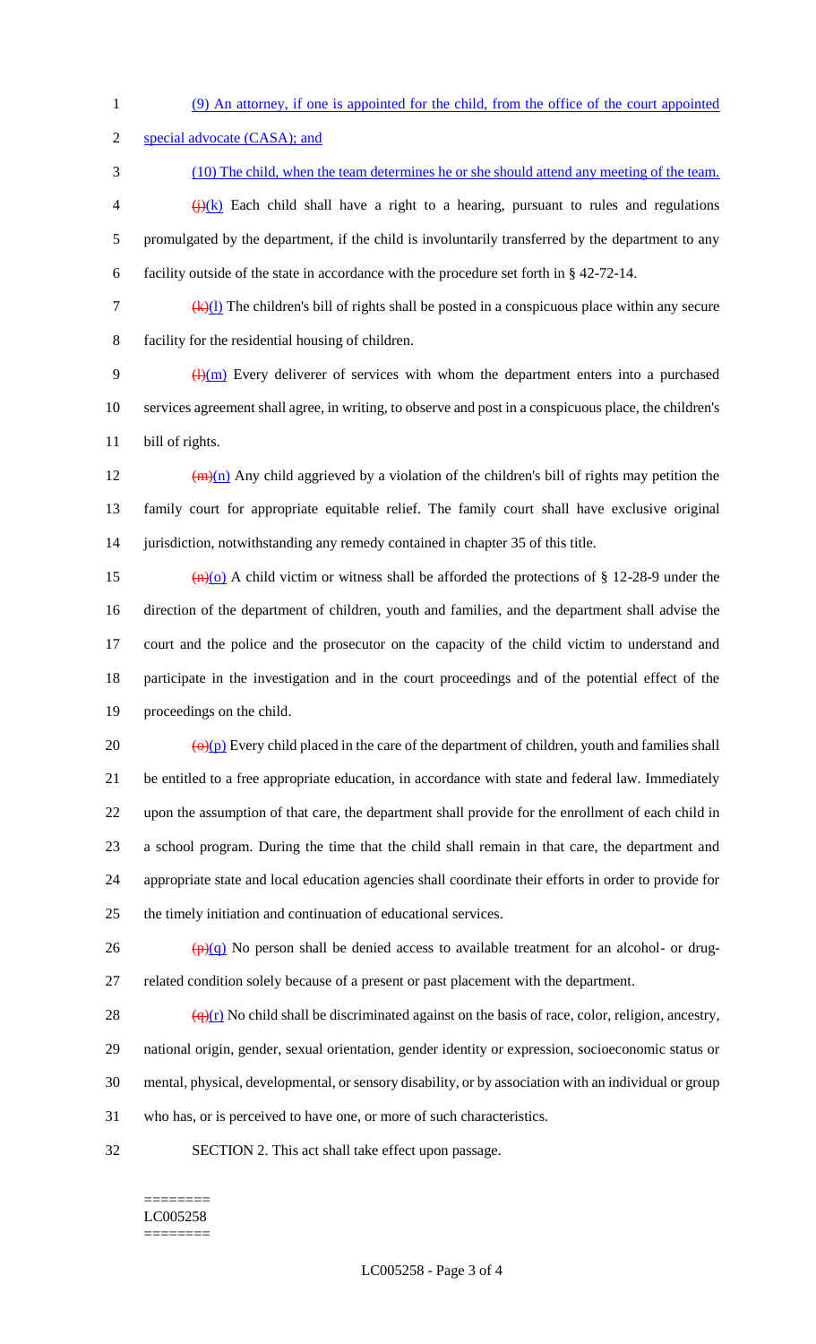(9) An attorney, if one is appointed for the child, from the office of the court appointed special advocate (CASA); and

(10) The child, when the team determines he or she should attend any meeting of the team.

~~(j)~~(k) Each child shall have a right to a hearing, pursuant to rules and regulations promulgated by the department, if the child is involuntarily transferred by the department to any facility outside of the state in accordance with the procedure set forth in § 42-72-14.

~~(k)~~(l) The children's bill of rights shall be posted in a conspicuous place within any secure facility for the residential housing of children.

~~(l)~~(m) Every deliverer of services with whom the department enters into a purchased services agreement shall agree, in writing, to observe and post in a conspicuous place, the children's bill of rights.

~~(m)~~(n) Any child aggrieved by a violation of the children's bill of rights may petition the family court for appropriate equitable relief. The family court shall have exclusive original jurisdiction, notwithstanding any remedy contained in chapter 35 of this title.

~~(n)~~(o) A child victim or witness shall be afforded the protections of § 12-28-9 under the direction of the department of children, youth and families, and the department shall advise the court and the police and the prosecutor on the capacity of the child victim to understand and participate in the investigation and in the court proceedings and of the potential effect of the proceedings on the child.

~~(o)~~(p) Every child placed in the care of the department of children, youth and families shall be entitled to a free appropriate education, in accordance with state and federal law. Immediately upon the assumption of that care, the department shall provide for the enrollment of each child in a school program. During the time that the child shall remain in that care, the department and appropriate state and local education agencies shall coordinate their efforts in order to provide for the timely initiation and continuation of educational services.

~~(p)~~(q) No person shall be denied access to available treatment for an alcohol- or drug-related condition solely because of a present or past placement with the department.

~~(q)~~(r) No child shall be discriminated against on the basis of race, color, religion, ancestry, national origin, gender, sexual orientation, gender identity or expression, socioeconomic status or mental, physical, developmental, or sensory disability, or by association with an individual or group who has, or is perceived to have one, or more of such characteristics.

SECTION 2. This act shall take effect upon passage.

LC005258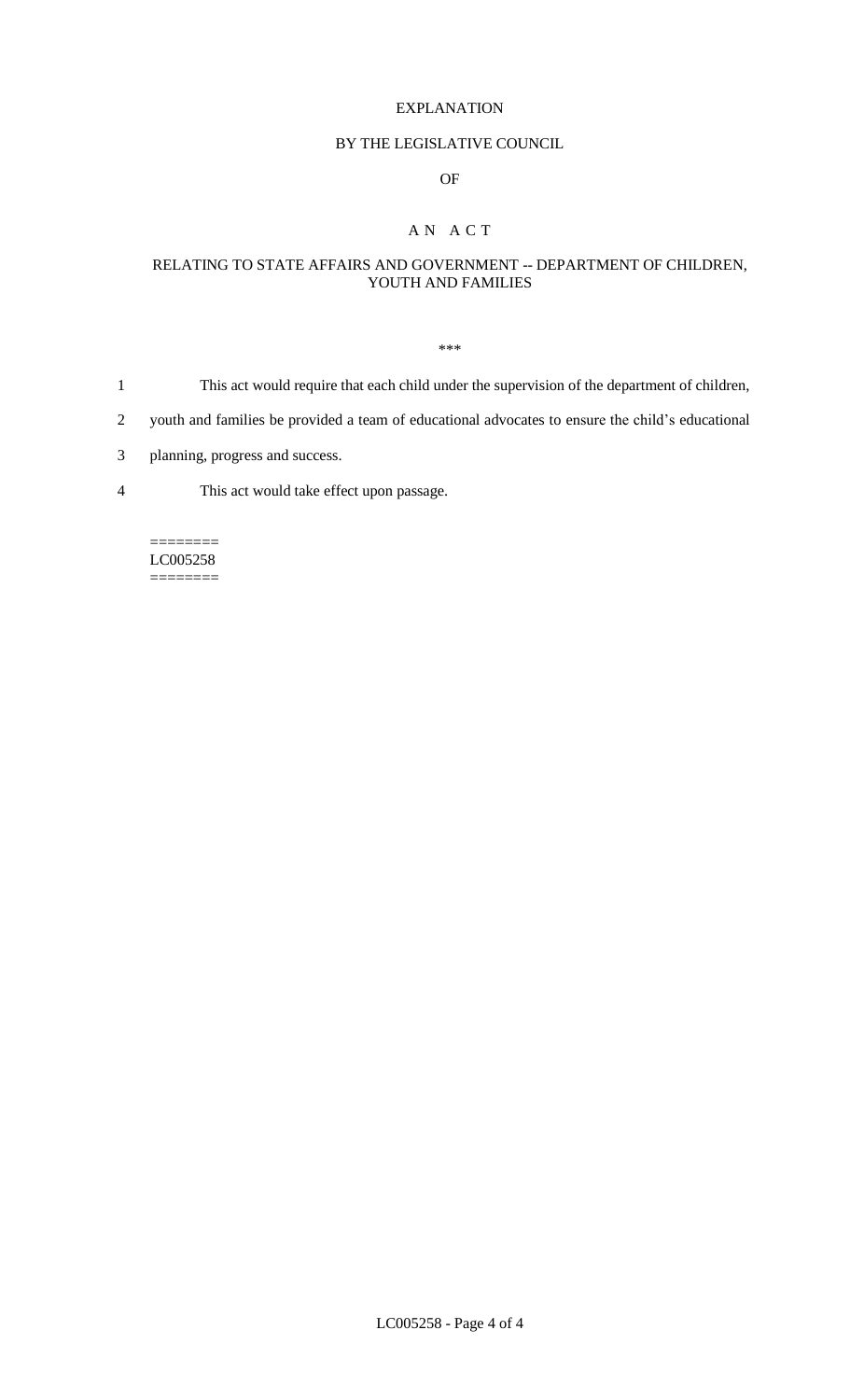EXPLANATION

BY THE LEGISLATIVE COUNCIL

OF

# A N  A C T

RELATING TO STATE AFFAIRS AND GOVERNMENT -- DEPARTMENT OF CHILDREN, YOUTH AND FAMILIES

\*\*\*

1 This act would require that each child under the supervision of the department of children,

2 youth and families be provided a team of educational advocates to ensure the child's educational

3 planning, progress and success.

4 This act would take effect upon passage.

========
LC005258
========